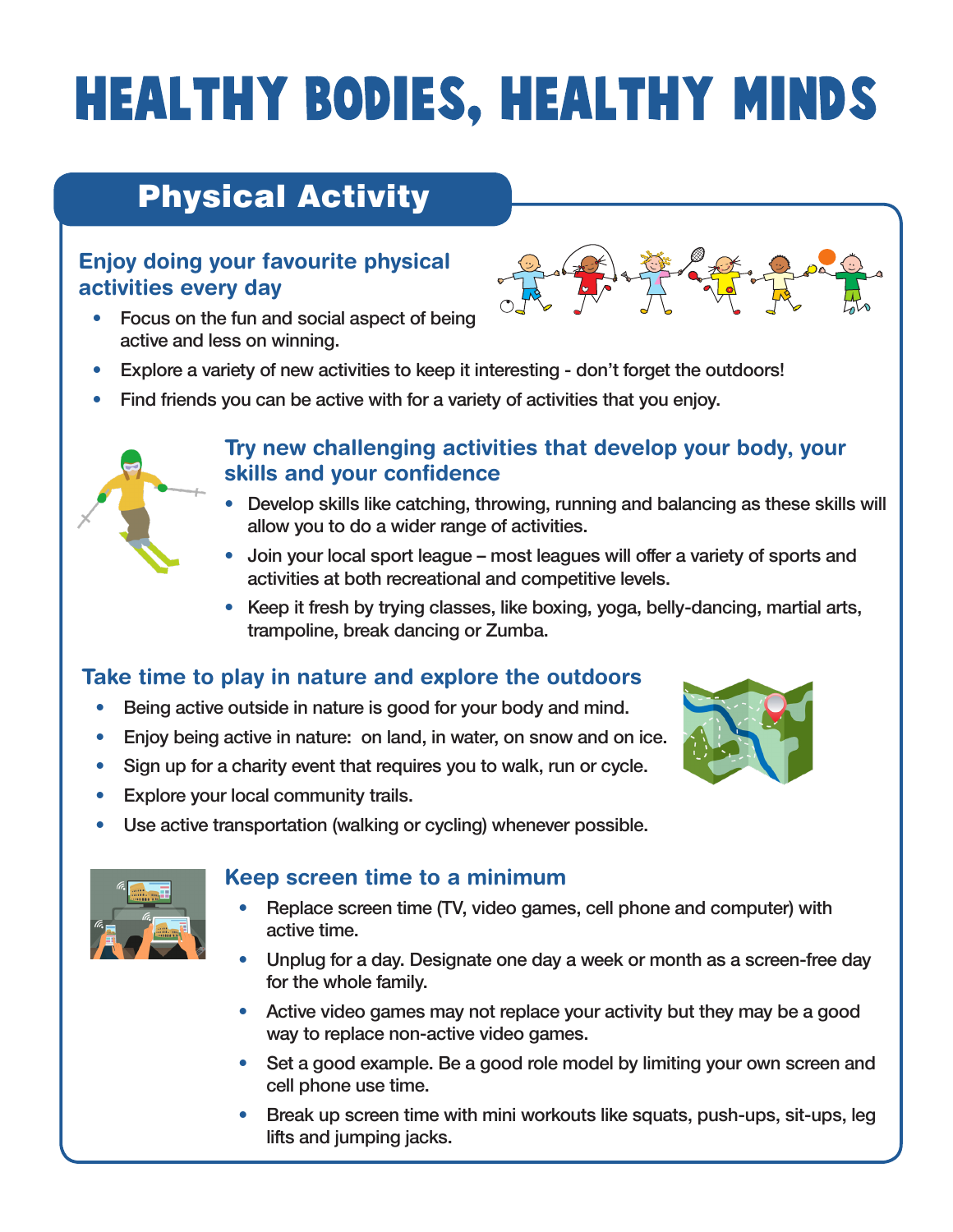# HEALTHY BODIES, HEALTHY MINDS

## Physical Activity

### Enjoy doing your favourite physical activities every day

- Focus on the fun and social aspect of being active and less on winning.
- Explore a variety of new activities to keep it interesting - don't forget the outdoors!
- Find friends you can be active with for a variety of activities that you enjoy.

### Try new challenging activities that develop your body, your skills and your confidence

- Develop skills like catching, throwing, running and balancing as these skills will allow you to do a wider range of activities.
- Join your local sport league – most leagues will offer a variety of sports and activities at both recreational and competitive levels.
- Keep it fresh by trying classes, like boxing, yoga, belly-dancing, martial arts, trampoline, break dancing or Zumba.

### Take time to play in nature and explore the outdoors

- Being active outside in nature is good for your body and mind.
- Enjoy being active in nature: on land, in water, on snow and on ice.
- Sign up for a charity event that requires you to walk, run or cycle.
- Explore your local community trails.
- Use active transportation (walking or cycling) whenever possible.

### Keep screen time to a minimum

- Replace screen time (TV, video games, cell phone and computer) with active time.
- Unplug for a day. Designate one day a week or month as a screen-free day for the whole family.
- Active video games may not replace your activity but they may be a good way to replace non-active video games.
- Set a good example. Be a good role model by limiting your own screen and cell phone use time.
- Break up screen time with mini workouts like squats, push-ups, sit-ups, leg lifts and jumping jacks.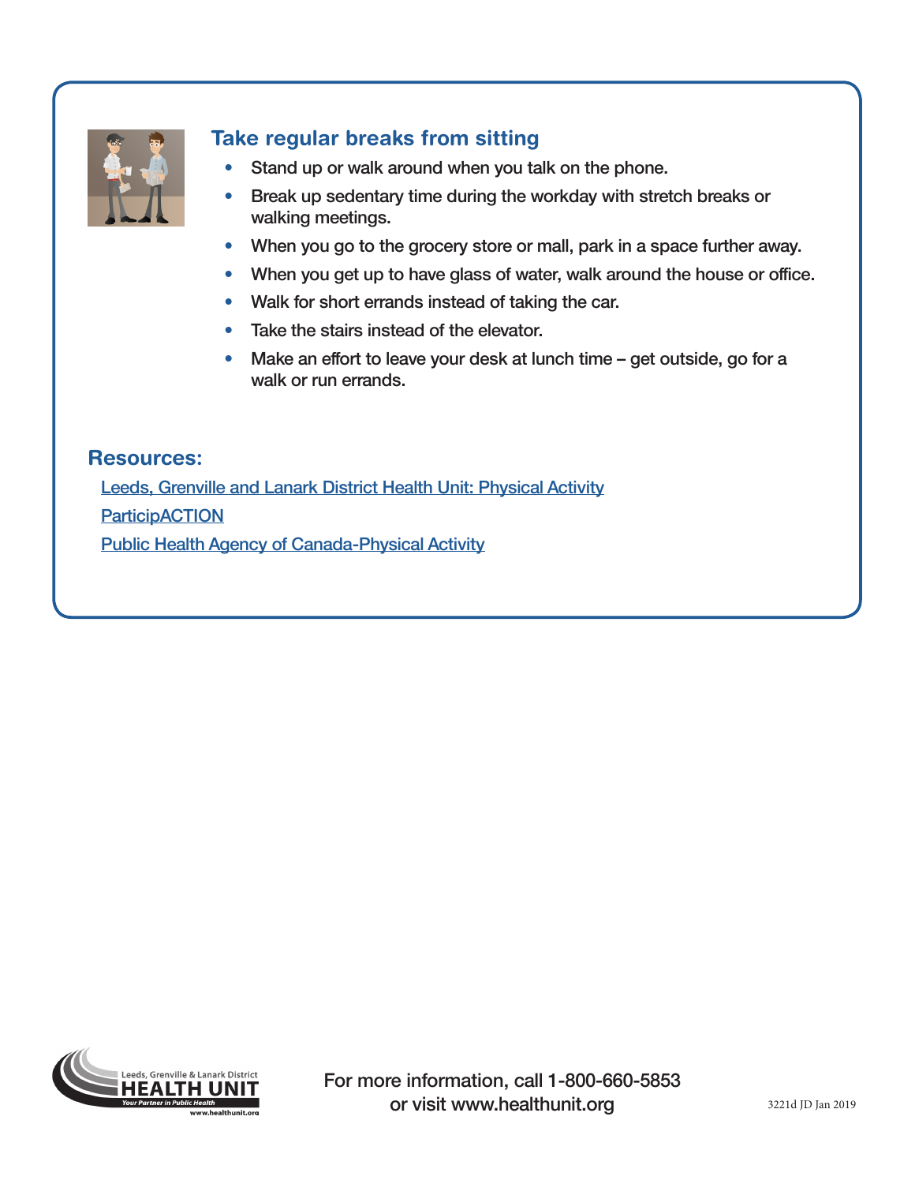## Take regular breaks from sitting

- Stand up or walk around when you talk on the phone.
- Break up sedentary time during the workday with stretch breaks or walking meetings.
- When you go to the grocery store or mall, park in a space further away.
- When you get up to have glass of water, walk around the house or office.
- Walk for short errands instead of taking the car.
- Take the stairs instead of the elevator.
- Make an effort to leave your desk at lunch time – get outside, go for a walk or run errands.

## Resources:

Leeds, Grenville and Lanark District Health Unit: Physical Activity

ParticipACTION

Public Health Agency of Canada-Physical Activity

For more information, call 1-800-660-5853
or visit www.healthunit.org

3221d JD Jan 2019